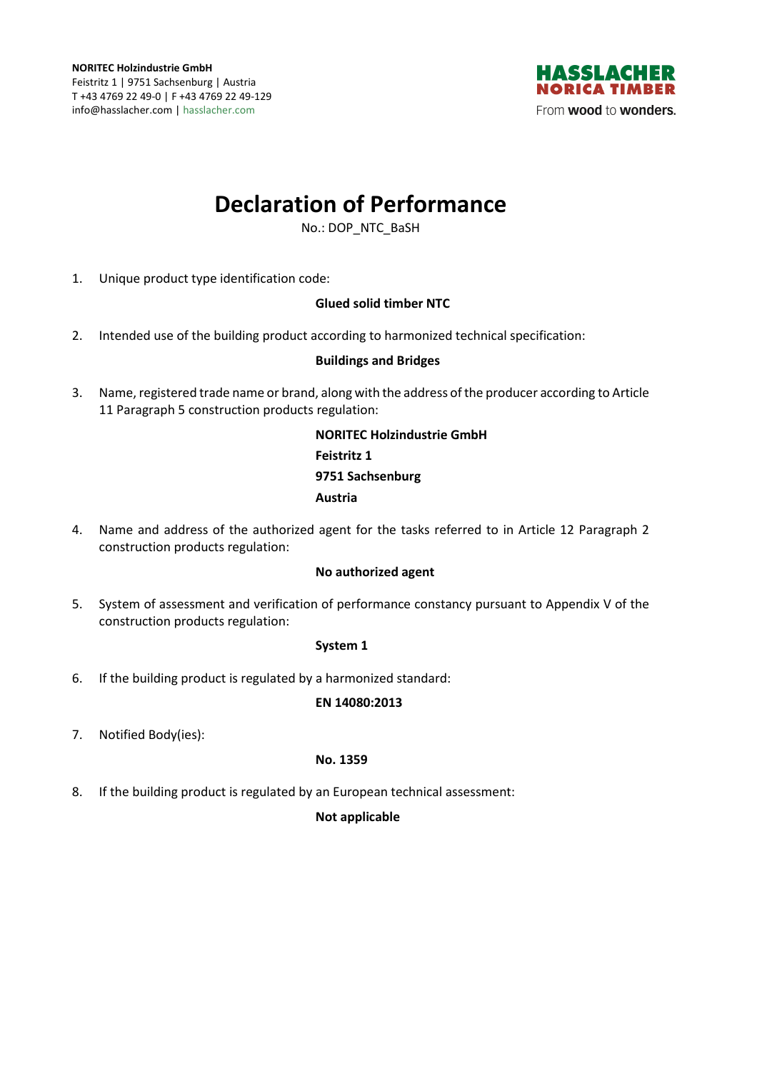**NORITEC Holzindustrie GmbH**
Feistritz 1 | 9751 Sachsenburg | Austria
T +43 4769 22 49-0 | F +43 4769 22 49-129
info@hasslacher.com | hasslacher.com

HASSLACHER
NORICA TIMBER
From **wood** to **wonders.**

# Declaration of Performance

No.: DOP_NTC_BaSH

1. Unique product type identification code:

   **Glued solid timber NTC**

2. Intended use of the building product according to harmonized technical specification:

   **Buildings and Bridges**

3. Name, registered trade name or brand, along with the address of the producer according to Article 11 Paragraph 5 construction products regulation:

   **NORITEC Holzindustrie GmbH**
   **Feistritz 1**
   **9751 Sachsenburg**
   **Austria**

4. Name and address of the authorized agent for the tasks referred to in Article 12 Paragraph 2 construction products regulation:

   **No authorized agent**

5. System of assessment and verification of performance constancy pursuant to Appendix V of the construction products regulation:

   **System 1**

6. If the building product is regulated by a harmonized standard:

   **EN 14080:2013**

7. Notified Body(ies):

   **No. 1359**

8. If the building product is regulated by an European technical assessment:

   **Not applicable**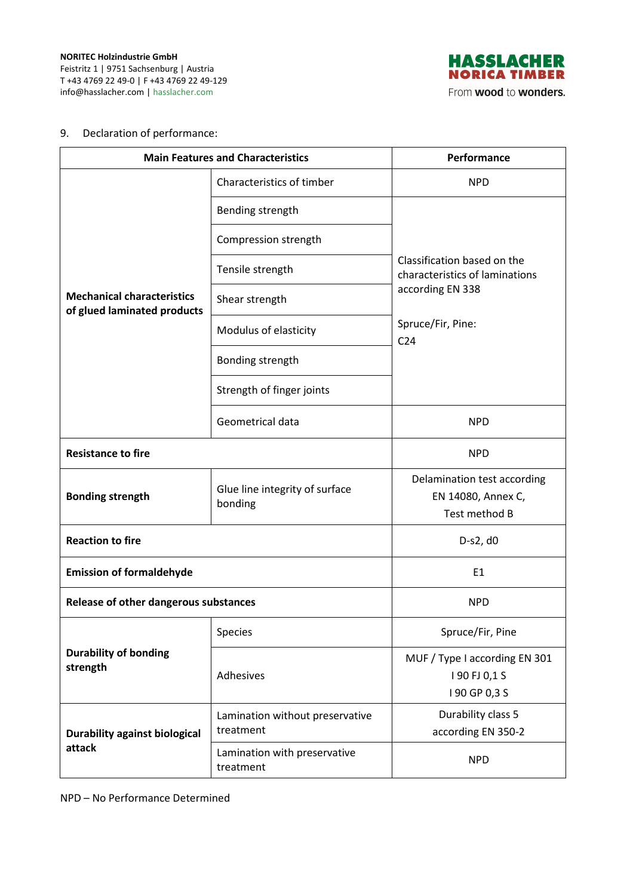**NORITEC Holzindustrie GmbH**
Feistritz 1 | 9751 Sachsenburg | Austria
T +43 4769 22 49-0 | F +43 4769 22 49-129
info@hasslacher.com | hasslacher.com

HASSLACHER NORICA TIMBER
From wood to wonders.

9. Declaration of performance:

| **Main Features and Characteristics** | | **Performance** |
|---|---|---|
| **Mechanical characteristics of glued laminated products** | Characteristics of timber | NPD |
| | Bending strength | Classification based on the characteristics of laminations according EN 338<br><br>Spruce/Fir, Pine:<br>C24 |
| | Compression strength | |
| | Tensile strength | |
| | Shear strength | |
| | Modulus of elasticity | |
| | Bonding strength | |
| | Strength of finger joints | |
| | Geometrical data | NPD |
| **Resistance to fire** | | NPD |
| **Bonding strength** | Glue line integrity of surface bonding | Delamination test according EN 14080, Annex C, Test method B |
| **Reaction to fire** | | D-s2, d0 |
| **Emission of formaldehyde** | | E1 |
| **Release of other dangerous substances** | | NPD |
| **Durability of bonding strength** | Species | Spruce/Fir, Pine |
| | Adhesives | MUF / Type I according EN 301<br>I 90 FJ 0,1 S<br>I 90 GP 0,3 S |
| **Durability against biological attack** | Lamination without preservative treatment | Durability class 5 according EN 350-2 |
| | Lamination with preservative treatment | NPD |

NPD – No Performance Determined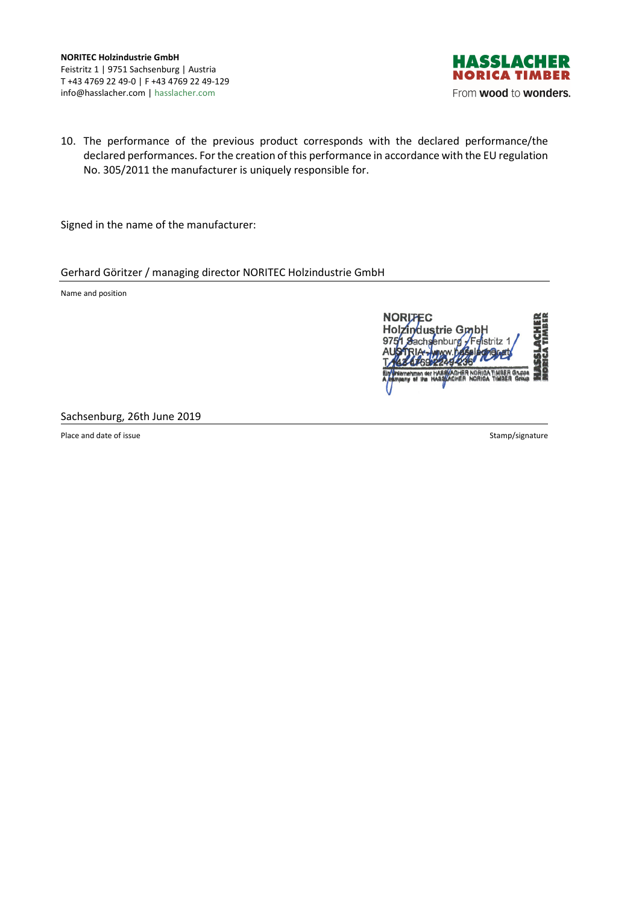10. The performance of the previous product corresponds with the declared performance/the declared performances. For the creation of this performance in accordance with the EU regulation No. 305/2011 the manufacturer is uniquely responsible for.

Signed in the name of the manufacturer:

Gerhard Göritzer / managing director NORITEC Holzindustrie GmbH

Name and position

NORITEC
Holzindustrie GmbH
9751 Sachsenburg, Feistritz 1
AUSTRIA, www.hasslacher.at
T +43 4769 2249-236
Ein Unternehmen der HASSLACHER NORICA TIMBER Gruppe
A company of the HASSLACHER NORICA TIMBER Group

Sachsenburg, 26th June 2019

Place and date of issue

Stamp/signature